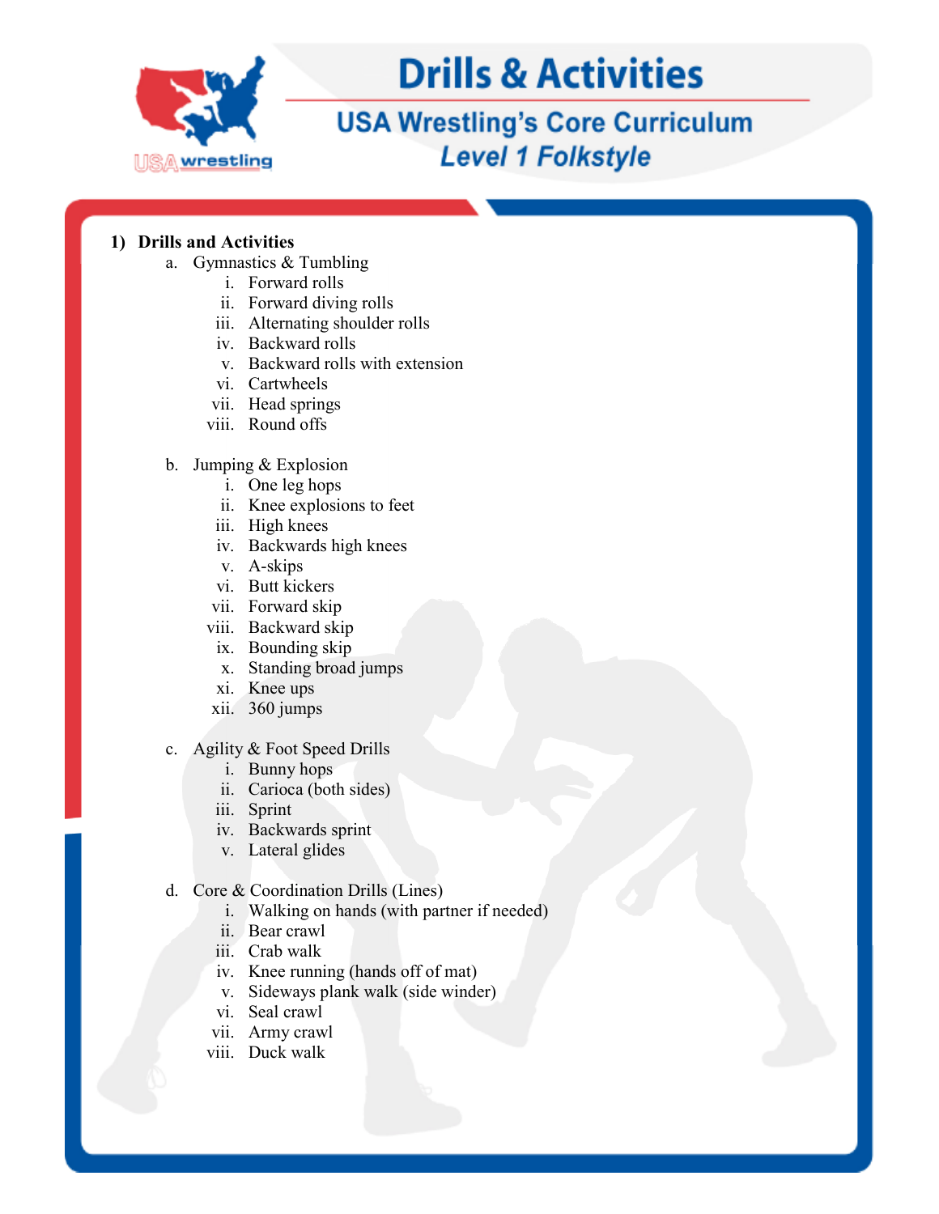# Drills & Activities

## USA Wrestling's Core Curriculum

### *Level 1 Folkstyle*

1) **Drills and Activities**
   a. Gymnastics & Tumbling
      i. Forward rolls
      ii. Forward diving rolls
      iii. Alternating shoulder rolls
      iv. Backward rolls
      v. Backward rolls with extension
      vi. Cartwheels
      vii. Head springs
      viii. Round offs

   b. Jumping & Explosion
      i. One leg hops
      ii. Knee explosions to feet
      iii. High knees
      iv. Backwards high knees
      v. A-skips
      vi. Butt kickers
      vii. Forward skip
      viii. Backward skip
      ix. Bounding skip
      x. Standing broad jumps
      xi. Knee ups
      xii. 360 jumps

   c. Agility & Foot Speed Drills
      i. Bunny hops
      ii. Carioca (both sides)
      iii. Sprint
      iv. Backwards sprint
      v. Lateral glides

   d. Core & Coordination Drills (Lines)
      i. Walking on hands (with partner if needed)
      ii. Bear crawl
      iii. Crab walk
      iv. Knee running (hands off of mat)
      v. Sideways plank walk (side winder)
      vi. Seal crawl
      vii. Army crawl
      viii. Duck walk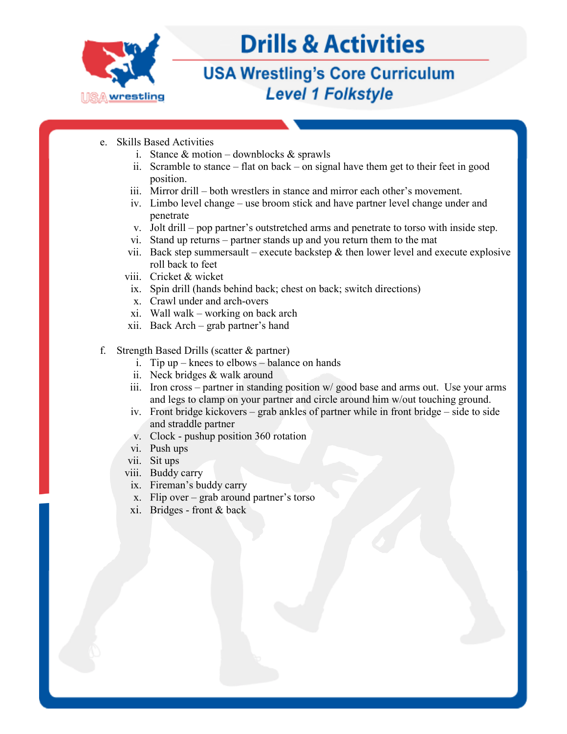e. Skills Based Activities
   i. Stance & motion – downblocks & sprawls
   ii. Scramble to stance – flat on back – on signal have them get to their feet in good position.
   iii. Mirror drill – both wrestlers in stance and mirror each other's movement.
   iv. Limbo level change – use broom stick and have partner level change under and penetrate
   v. Jolt drill – pop partner's outstretched arms and penetrate to torso with inside step.
   vi. Stand up returns – partner stands up and you return them to the mat
   vii. Back step summersault – execute backstep & then lower level and execute explosive roll back to feet
   viii. Cricket & wicket
   ix. Spin drill (hands behind back; chest on back; switch directions)
   x. Crawl under and arch-overs
   xi. Wall walk – working on back arch
   xii. Back Arch – grab partner's hand

f. Strength Based Drills (scatter & partner)
   i. Tip up – knees to elbows – balance on hands
   ii. Neck bridges & walk around
   iii. Iron cross – partner in standing position w/ good base and arms out. Use your arms and legs to clamp on your partner and circle around him w/out touching ground.
   iv. Front bridge kickovers – grab ankles of partner while in front bridge – side to side and straddle partner
   v. Clock - pushup position 360 rotation
   vi. Push ups
   vii. Sit ups
   viii. Buddy carry
   ix. Fireman's buddy carry
   x. Flip over – grab around partner's torso
   xi. Bridges - front & back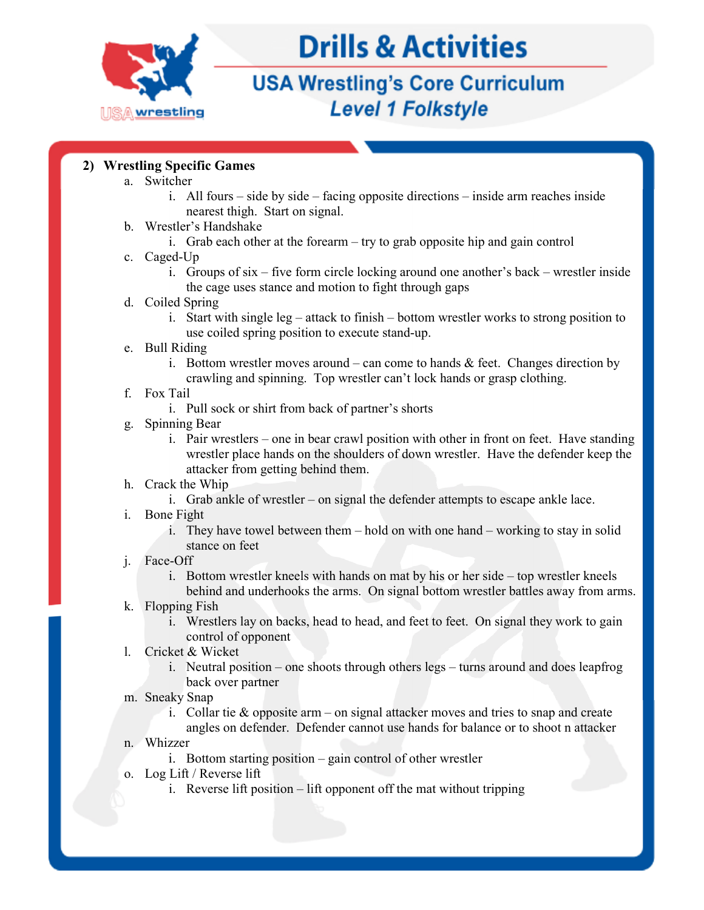2) **Wrestling Specific Games**

   a. Switcher
      i. All fours – side by side – facing opposite directions – inside arm reaches inside nearest thigh. Start on signal.

   b. Wrestler's Handshake
      i. Grab each other at the forearm – try to grab opposite hip and gain control

   c. Caged-Up
      i. Groups of six – five form circle locking around one another's back – wrestler inside the cage uses stance and motion to fight through gaps

   d. Coiled Spring
      i. Start with single leg – attack to finish – bottom wrestler works to strong position to use coiled spring position to execute stand-up.

   e. Bull Riding
      i. Bottom wrestler moves around – can come to hands & feet. Changes direction by crawling and spinning. Top wrestler can't lock hands or grasp clothing.

   f. Fox Tail
      i. Pull sock or shirt from back of partner's shorts

   g. Spinning Bear
      i. Pair wrestlers – one in bear crawl position with other in front on feet. Have standing wrestler place hands on the shoulders of down wrestler. Have the defender keep the attacker from getting behind them.

   h. Crack the Whip
      i. Grab ankle of wrestler – on signal the defender attempts to escape ankle lace.

   i. Bone Fight
      i. They have towel between them – hold on with one hand – working to stay in solid stance on feet

   j. Face-Off
      i. Bottom wrestler kneels with hands on mat by his or her side – top wrestler kneels behind and underhooks the arms. On signal bottom wrestler battles away from arms.

   k. Flopping Fish
      i. Wrestlers lay on backs, head to head, and feet to feet. On signal they work to gain control of opponent

   l. Cricket & Wicket
      i. Neutral position – one shoots through others legs – turns around and does leapfrog back over partner

   m. Sneaky Snap
      i. Collar tie & opposite arm – on signal attacker moves and tries to snap and create angles on defender. Defender cannot use hands for balance or to shoot n attacker

   n. Whizzer
      i. Bottom starting position – gain control of other wrestler

   o. Log Lift / Reverse lift
      i. Reverse lift position – lift opponent off the mat without tripping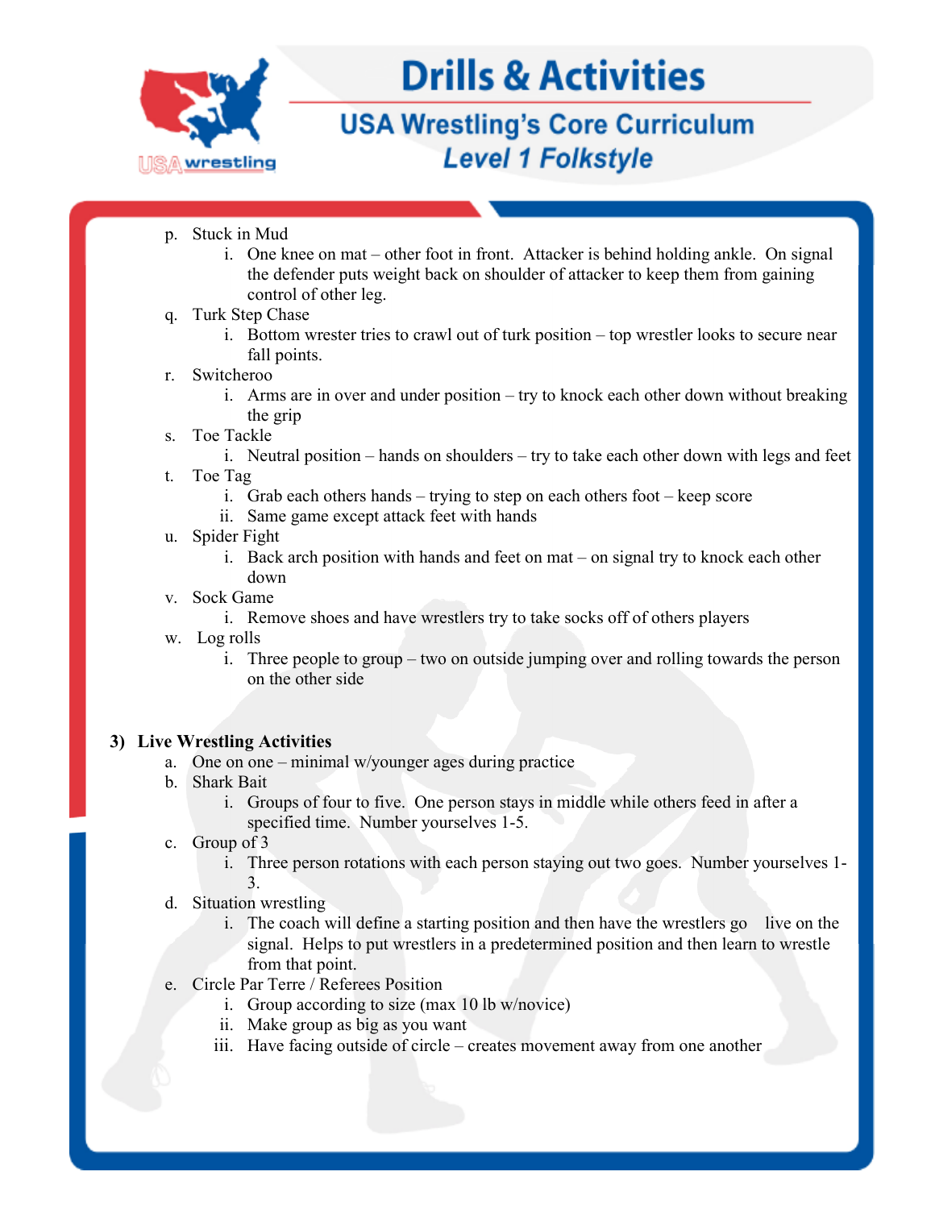p. Stuck in Mud
    i. One knee on mat – other foot in front. Attacker is behind holding ankle. On signal the defender puts weight back on shoulder of attacker to keep them from gaining control of other leg.

q. Turk Step Chase
    i. Bottom wrester tries to crawl out of turk position – top wrestler looks to secure near fall points.

r. Switcheroo
    i. Arms are in over and under position – try to knock each other down without breaking the grip

s. Toe Tackle
    i. Neutral position – hands on shoulders – try to take each other down with legs and feet

t. Toe Tag
    i. Grab each others hands – trying to step on each others foot – keep score
    ii. Same game except attack feet with hands

u. Spider Fight
    i. Back arch position with hands and feet on mat – on signal try to knock each other down

v. Sock Game
    i. Remove shoes and have wrestlers try to take socks off of others players

w. Log rolls
    i. Three people to group – two on outside jumping over and rolling towards the person on the other side

**3) Live Wrestling Activities**

a. One on one – minimal w/younger ages during practice

b. Shark Bait
    i. Groups of four to five. One person stays in middle while others feed in after a specified time. Number yourselves 1-5.

c. Group of 3
    i. Three person rotations with each person staying out two goes. Number yourselves 1-3.

d. Situation wrestling
    i. The coach will define a starting position and then have the wrestlers go live on the signal. Helps to put wrestlers in a predetermined position and then learn to wrestle from that point.

e. Circle Par Terre / Referees Position
    i. Group according to size (max 10 lb w/novice)
    ii. Make group as big as you want
    iii. Have facing outside of circle – creates movement away from one another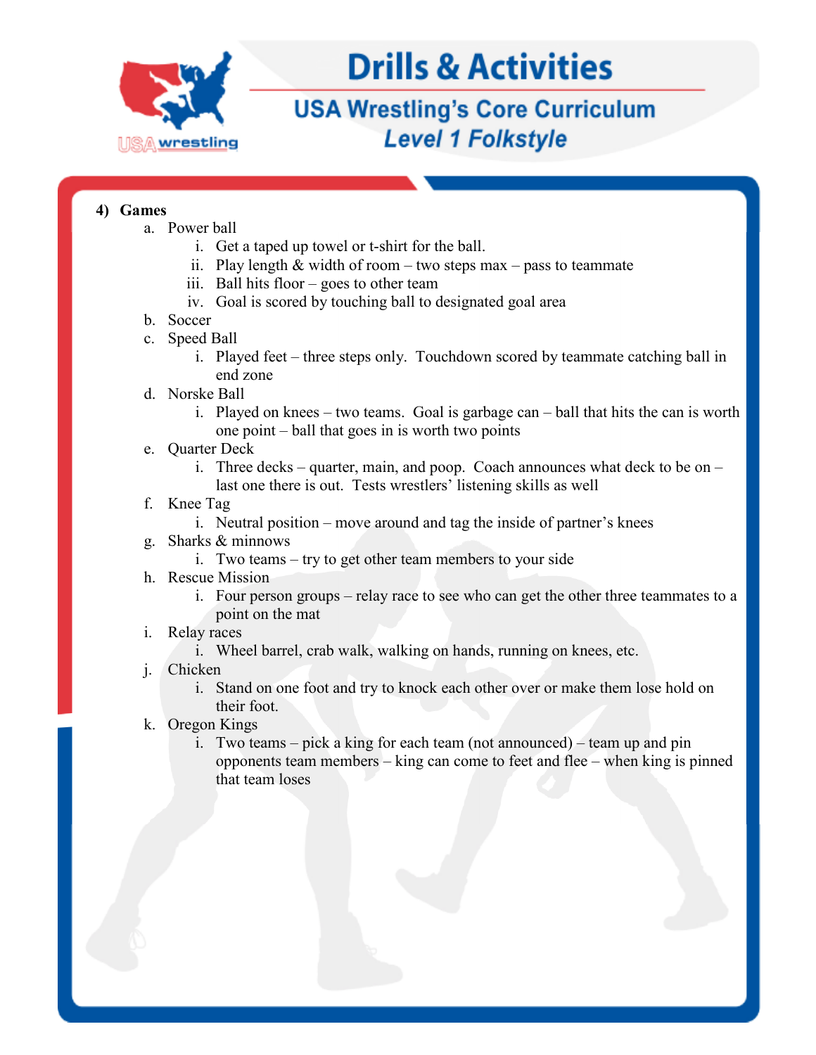4) **Games**

a. Power ball
   i. Get a taped up towel or t-shirt for the ball.
   ii. Play length & width of room – two steps max – pass to teammate
   iii. Ball hits floor – goes to other team
   iv. Goal is scored by touching ball to designated goal area

b. Soccer

c. Speed Ball
   i. Played feet – three steps only. Touchdown scored by teammate catching ball in end zone

d. Norske Ball
   i. Played on knees – two teams. Goal is garbage can – ball that hits the can is worth one point – ball that goes in is worth two points

e. Quarter Deck
   i. Three decks – quarter, main, and poop. Coach announces what deck to be on – last one there is out. Tests wrestlers' listening skills as well

f. Knee Tag
   i. Neutral position – move around and tag the inside of partner's knees

g. Sharks & minnows
   i. Two teams – try to get other team members to your side

h. Rescue Mission
   i. Four person groups – relay race to see who can get the other three teammates to a point on the mat

i. Relay races
   i. Wheel barrel, crab walk, walking on hands, running on knees, etc.

j. Chicken
   i. Stand on one foot and try to knock each other over or make them lose hold on their foot.

k. Oregon Kings
   i. Two teams – pick a king for each team (not announced) – team up and pin opponents team members – king can come to feet and flee – when king is pinned that team loses